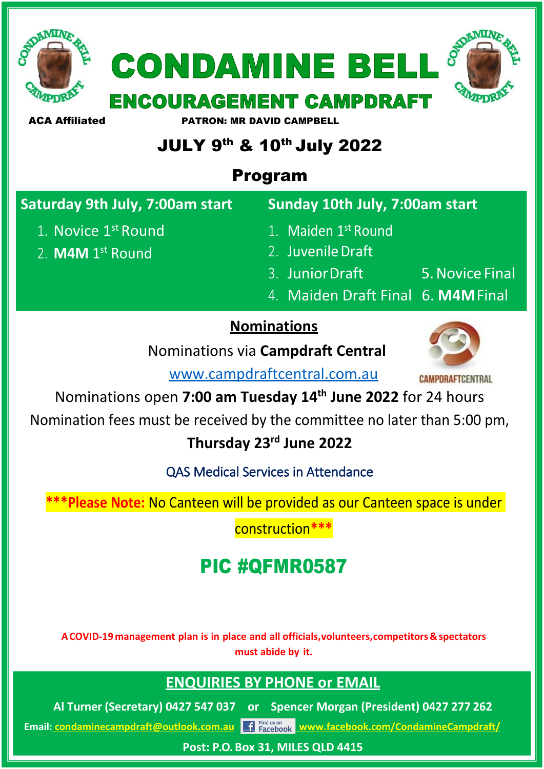# CONDAMINE BELL

## ENCOURAGEMENT CAMPDRAFT

**ACA Affiliated** **PATRON: MR DAVID CAMPBELL**

## JULY 9th & 10th July 2022

## Program

**Saturday 9th July, 7:00am start**

1. Novice 1st Round
2. **M4M** 1st Round

**Sunday 10th July, 7:00am start**

1. Maiden 1st Round
2. Juvenile Draft
3. Junior Draft
4. Maiden Draft Final
5. Novice Final
6. **M4M** Final

**Nominations**

Nominations via **Campdraft Central**

www.campdraftcentral.com.au

CAMPDRAFTCENTRAL

Nominations open **7:00 am Tuesday 14th June 2022** for 24 hours

Nomination fees must be received by the committee no later than 5:00 pm, **Thursday 23rd June 2022**

QAS Medical Services in Attendance

*****Please Note:** No Canteen will be provided as our Canteen space is under construction***

## PIC #QFMR0587

**A COVID-19 management plan is in place and all officials, volunteers, competitors & spectators must abide by it.**

**ENQUIRIES BY PHONE or EMAIL**

**Al Turner (Secretary) 0427 547 037 or Spencer Morgan (President) 0427 277 262**

**Email: condaminecampdraft@outlook.com.au** Find us on Facebook **www.facebook.com/CondamineCampdraft/**

**Post: P.O. Box 31, MILES QLD 4415**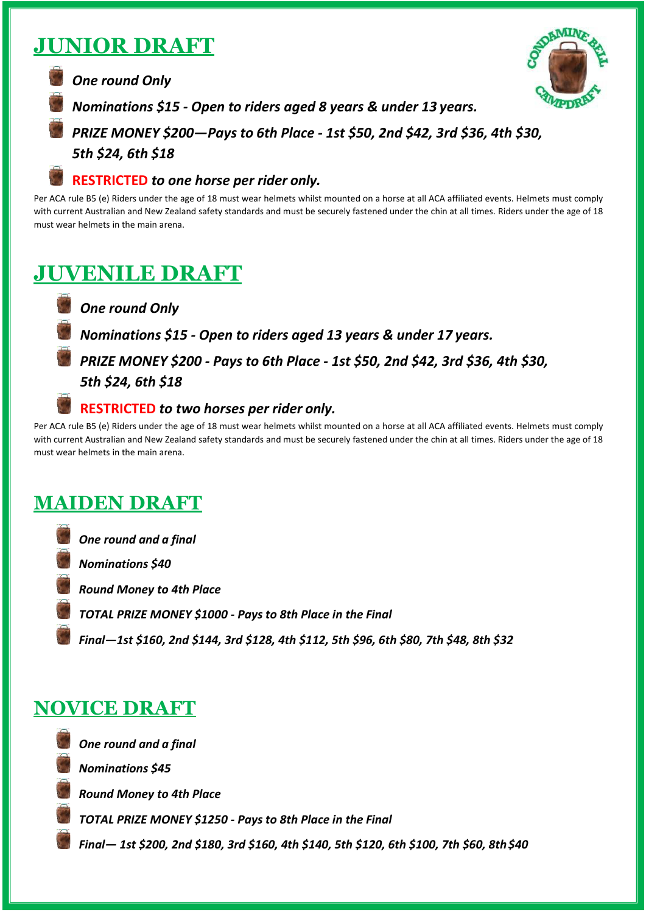## JUNIOR DRAFT

- *One round Only*
- ***Nominations $15 - Open to riders aged 8 years & under 13 years.***
- ***PRIZE MONEY $200—Pays to 6th Place - 1st $50, 2nd $42, 3rd $36, 4th $30, 5th $24, 6th $18***
- **RESTRICTED *to one horse per rider only.***

Per ACA rule B5 (e) Riders under the age of 18 must wear helmets whilst mounted on a horse at all ACA affiliated events. Helmets must comply with current Australian and New Zealand safety standards and must be securely fastened under the chin at all times. Riders under the age of 18 must wear helmets in the main arena.

## JUVENILE DRAFT

- *One round Only*
- ***Nominations $15 - Open to riders aged 13 years & under 17 years.***
- ***PRIZE MONEY $200 - Pays to 6th Place - 1st $50, 2nd $42, 3rd $36, 4th $30, 5th $24, 6th $18***
- **RESTRICTED *to two horses per rider only.***

Per ACA rule B5 (e) Riders under the age of 18 must wear helmets whilst mounted on a horse at all ACA affiliated events. Helmets must comply with current Australian and New Zealand safety standards and must be securely fastened under the chin at all times. Riders under the age of 18 must wear helmets in the main arena.

## MAIDEN DRAFT

- *One round and a final*
- *Nominations $40*
- *Round Money to 4th Place*
- *TOTAL PRIZE MONEY $1000 - Pays to 8th Place in the Final*
- *Final—1st $160, 2nd $144, 3rd $128, 4th $112, 5th $96, 6th $80, 7th $48, 8th $32*

## NOVICE DRAFT

- *One round and a final*
- *Nominations $45*
- *Round Money to 4th Place*
- *TOTAL PRIZE MONEY $1250 - Pays to 8th Place in the Final*
- *Final— 1st $200, 2nd $180, 3rd $160, 4th $140, 5th $120, 6th $100, 7th $60, 8th $40*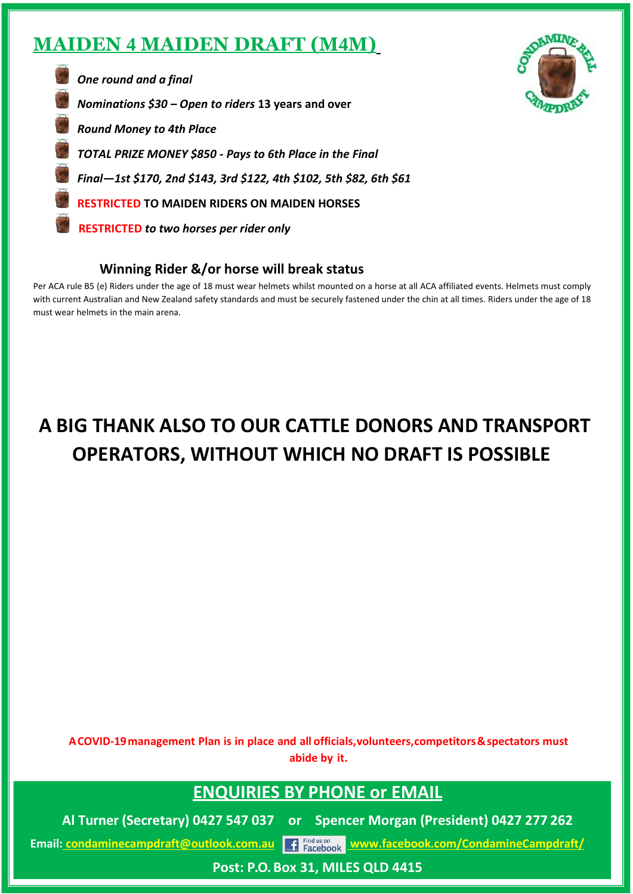## MAIDEN 4 MAIDEN DRAFT (M4M)

- *One round and a final*
- *Nominations $30 – Open to riders* 13 years and over
- *Round Money to 4th Place*
- *TOTAL PRIZE MONEY $850 - Pays to 6th Place in the Final*
- *Final—1st $170, 2nd $143, 3rd $122, 4th $102, 5th $82, 6th $61*
- RESTRICTED TO MAIDEN RIDERS ON MAIDEN HORSES
- RESTRICTED *to two horses per rider only*

**Winning Rider &/or horse will break status**

Per ACA rule B5 (e) Riders under the age of 18 must wear helmets whilst mounted on a horse at all ACA affiliated events. Helmets must comply with current Australian and New Zealand safety standards and must be securely fastened under the chin at all times. Riders under the age of 18 must wear helmets in the main arena.

# A BIG THANK ALSO TO OUR CATTLE DONORS AND TRANSPORT OPERATORS, WITHOUT WHICH NO DRAFT IS POSSIBLE

**A COVID-19 management Plan is in place and all officials, volunteers, competitors & spectators must abide by it.**

## ENQUIRIES BY PHONE or EMAIL

**Al Turner (Secretary) 0427 547 037 or Spencer Morgan (President) 0427 277 262**

**Email: condaminecampdraft@outlook.com.au** Find us on Facebook **www.facebook.com/CondamineCampdraft/**

**Post: P.O. Box 31, MILES QLD 4415**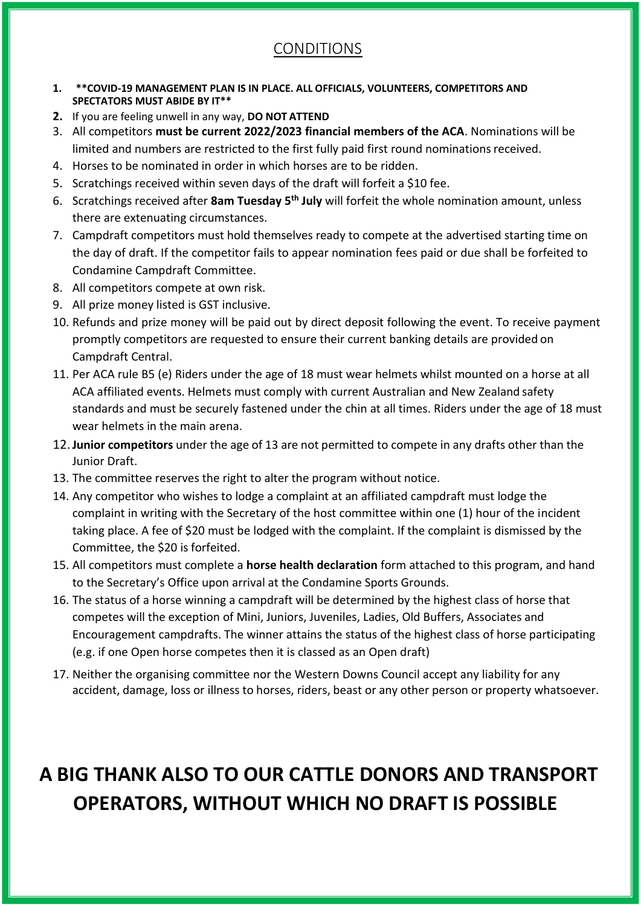## CONDITIONS

1. **\*\*COVID-19 MANAGEMENT PLAN IS IN PLACE. ALL OFFICIALS, VOLUNTEERS, COMPETITORS AND SPECTATORS MUST ABIDE BY IT\*\***
2. If you are feeling unwell in any way, **DO NOT ATTEND**
3. All competitors **must be current 2022/2023 financial members of the ACA**. Nominations will be limited and numbers are restricted to the first fully paid first round nominations received.
4. Horses to be nominated in order in which horses are to be ridden.
5. Scratchings received within seven days of the draft will forfeit a $10 fee.
6. Scratchings received after **8am Tuesday 5th July** will forfeit the whole nomination amount, unless there are extenuating circumstances.
7. Campdraft competitors must hold themselves ready to compete at the advertised starting time on the day of draft. If the competitor fails to appear nomination fees paid or due shall be forfeited to Condamine Campdraft Committee.
8. All competitors compete at own risk.
9. All prize money listed is GST inclusive.
10. Refunds and prize money will be paid out by direct deposit following the event. To receive payment promptly competitors are requested to ensure their current banking details are provided on Campdraft Central.
11. Per ACA rule B5 (e) Riders under the age of 18 must wear helmets whilst mounted on a horse at all ACA affiliated events. Helmets must comply with current Australian and New Zealand safety standards and must be securely fastened under the chin at all times. Riders under the age of 18 must wear helmets in the main arena.
12. **Junior competitors** under the age of 13 are not permitted to compete in any drafts other than the Junior Draft.
13. The committee reserves the right to alter the program without notice.
14. Any competitor who wishes to lodge a complaint at an affiliated campdraft must lodge the complaint in writing with the Secretary of the host committee within one (1) hour of the incident taking place. A fee of $20 must be lodged with the complaint. If the complaint is dismissed by the Committee, the $20 is forfeited.
15. All competitors must complete a **horse health declaration** form attached to this program, and hand to the Secretary's Office upon arrival at the Condamine Sports Grounds.
16. The status of a horse winning a campdraft will be determined by the highest class of horse that competes will the exception of Mini, Juniors, Juveniles, Ladies, Old Buffers, Associates and Encouragement campdrafts. The winner attains the status of the highest class of horse participating (e.g. if one Open horse competes then it is classed as an Open draft)
17. Neither the organising committee nor the Western Downs Council accept any liability for any accident, damage, loss or illness to horses, riders, beast or any other person or property whatsoever.

# A BIG THANK ALSO TO OUR CATTLE DONORS AND TRANSPORT OPERATORS, WITHOUT WHICH NO DRAFT IS POSSIBLE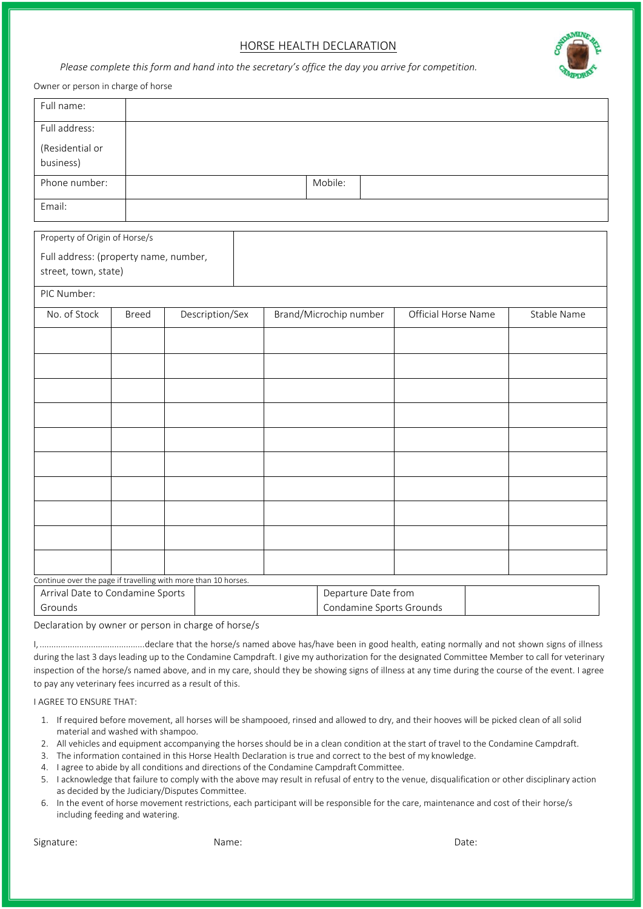# HORSE HEALTH DECLARATION

*Please complete this form and hand into the secretary's office the day you arrive for competition.*

Owner or person in charge of horse

| | | | |
|---|---|---|---|
| Full name: | | | |
| Full address:<br>(Residential or business) | | | |
| Phone number: | | Mobile: | |
| Email: | | | |

| | |
|---|---|
| Property of Origin of Horse/s<br>Full address: (property name, number, street, town, state) | |
| PIC Number: | |

| No. of Stock | Breed | Description/Sex | Brand/Microchip number | Official Horse Name | Stable Name |
|---|---|---|---|---|---|
| | | | | | |
| | | | | | |
| | | | | | |
| | | | | | |
| | | | | | |
| | | | | | |
| | | | | | |
| | | | | | |
| | | | | | |
| | | | | | |

Continue over the page if travelling with more than 10 horses.

| | | | |
|---|---|---|---|
| Arrival Date to Condamine Sports Grounds | | Departure Date from Condamine Sports Grounds | |

Declaration by owner or person in charge of horse/s

I, ............................................declare that the horse/s named above has/have been in good health, eating normally and not shown signs of illness during the last 3 days leading up to the Condamine Campdraft. I give my authorization for the designated Committee Member to call for veterinary inspection of the horse/s named above, and in my care, should they be showing signs of illness at any time during the course of the event. I agree to pay any veterinary fees incurred as a result of this.

I AGREE TO ENSURE THAT:

1. If required before movement, all horses will be shampooed, rinsed and allowed to dry, and their hooves will be picked clean of all solid material and washed with shampoo.
2. All vehicles and equipment accompanying the horses should be in a clean condition at the start of travel to the Condamine Campdraft.
3. The information contained in this Horse Health Declaration is true and correct to the best of my knowledge.
4. I agree to abide by all conditions and directions of the Condamine Campdraft Committee.
5. I acknowledge that failure to comply with the above may result in refusal of entry to the venue, disqualification or other disciplinary action as decided by the Judiciary/Disputes Committee.
6. In the event of horse movement restrictions, each participant will be responsible for the care, maintenance and cost of their horse/s including feeding and watering.

Signature: Name: Date: